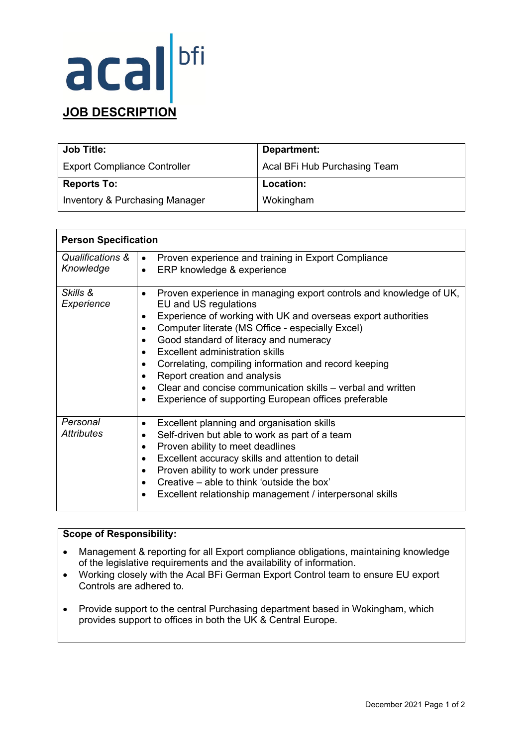acal bfi

# JOB DESCRIPTION

| **Job Title:** | **Department:** |
| --- | --- |
| Export Compliance Controller | Acal BFi Hub Purchasing Team |
| **Reports To:** | **Location:** |
| Inventory & Purchasing Manager | Wokingham |

| **Person Specification** | |
| --- | --- |
| *Qualifications & Knowledge* | • Proven experience and training in Export Compliance<br>• ERP knowledge & experience |
| *Skills & Experience* | • Proven experience in managing export controls and knowledge of UK, EU and US regulations<br>• Experience of working with UK and overseas export authorities<br>• Computer literate (MS Office - especially Excel)<br>• Good standard of literacy and numeracy<br>• Excellent administration skills<br>• Correlating, compiling information and record keeping<br>• Report creation and analysis<br>• Clear and concise communication skills – verbal and written<br>• Experience of supporting European offices preferable |
| *Personal Attributes* | • Excellent planning and organisation skills<br>• Self-driven but able to work as part of a team<br>• Proven ability to meet deadlines<br>• Excellent accuracy skills and attention to detail<br>• Proven ability to work under pressure<br>• Creative – able to think 'outside the box'<br>• Excellent relationship management / interpersonal skills |

**Scope of Responsibility:**

- Management & reporting for all Export compliance obligations, maintaining knowledge of the legislative requirements and the availability of information.
- Working closely with the Acal BFi German Export Control team to ensure EU export Controls are adhered to.
- Provide support to the central Purchasing department based in Wokingham, which provides support to offices in both the UK & Central Europe.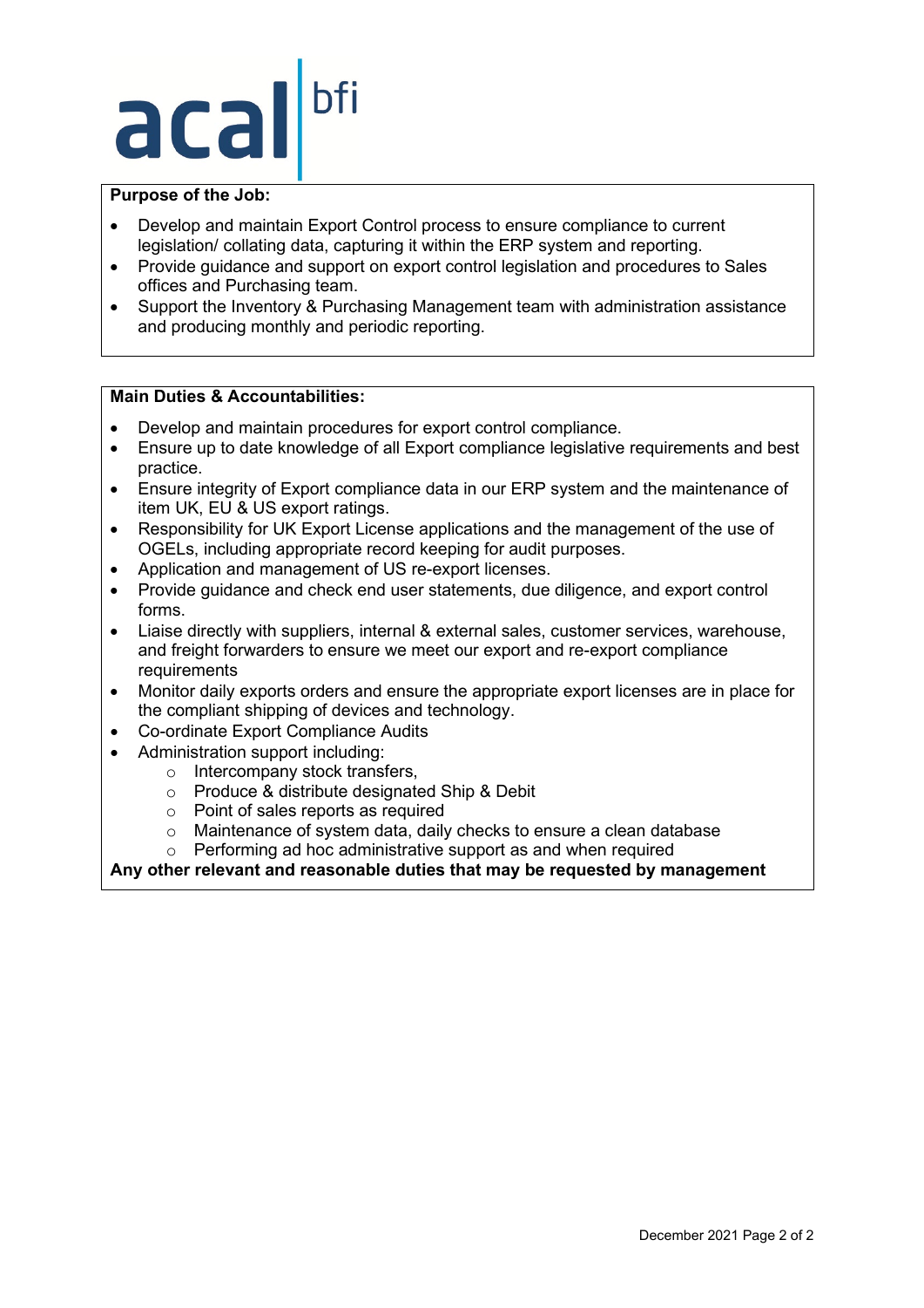**Purpose of the Job:**

- Develop and maintain Export Control process to ensure compliance to current legislation/ collating data, capturing it within the ERP system and reporting.
- Provide guidance and support on export control legislation and procedures to Sales offices and Purchasing team.
- Support the Inventory & Purchasing Management team with administration assistance and producing monthly and periodic reporting.

**Main Duties & Accountabilities:**

- Develop and maintain procedures for export control compliance.
- Ensure up to date knowledge of all Export compliance legislative requirements and best practice.
- Ensure integrity of Export compliance data in our ERP system and the maintenance of item UK, EU & US export ratings.
- Responsibility for UK Export License applications and the management of the use of OGELs, including appropriate record keeping for audit purposes.
- Application and management of US re-export licenses.
- Provide guidance and check end user statements, due diligence, and export control forms.
- Liaise directly with suppliers, internal & external sales, customer services, warehouse, and freight forwarders to ensure we meet our export and re-export compliance requirements
- Monitor daily exports orders and ensure the appropriate export licenses are in place for the compliant shipping of devices and technology.
- Co-ordinate Export Compliance Audits
- Administration support including:
  - Intercompany stock transfers,
  - Produce & distribute designated Ship & Debit
  - Point of sales reports as required
  - Maintenance of system data, daily checks to ensure a clean database
  - Performing ad hoc administrative support as and when required

**Any other relevant and reasonable duties that may be requested by management**